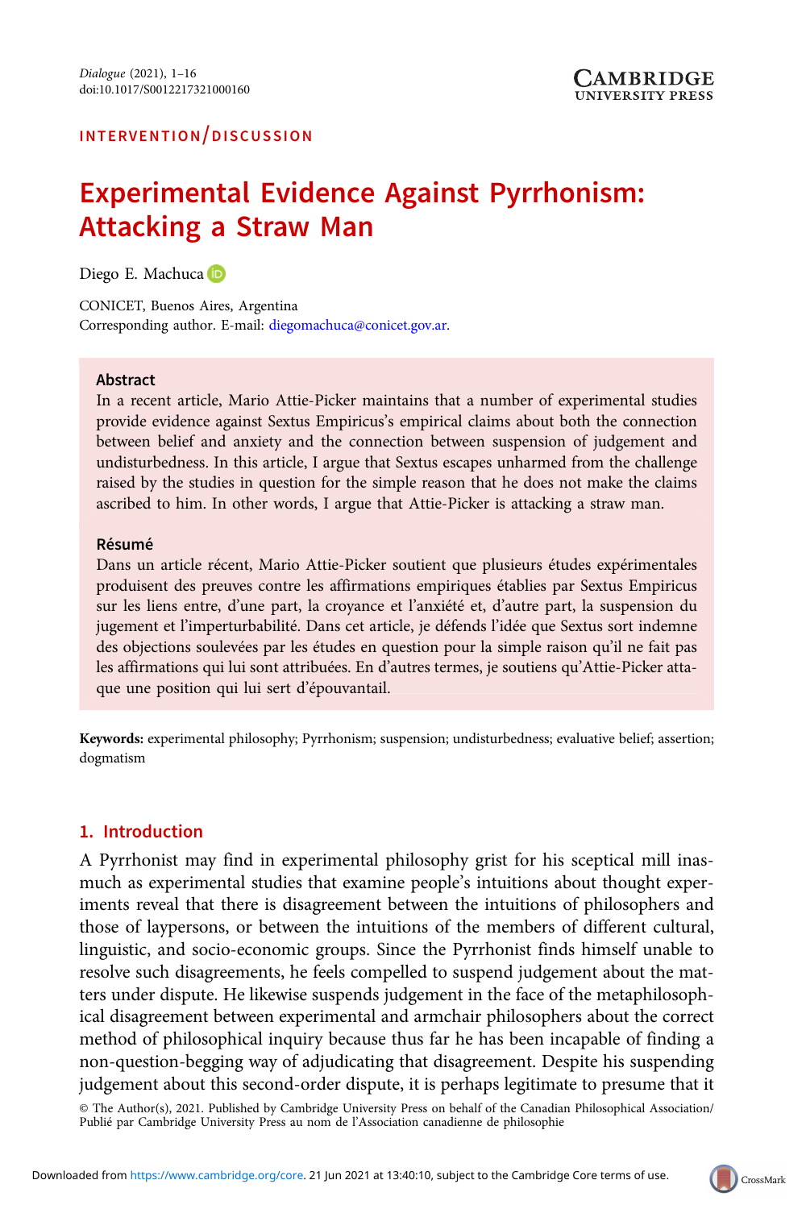INTERVENTION/DISCUSSION

# Experimental Evidence Against Pyrrhonism: Attacking a Straw Man

Diego E. Machuca

CONICET, Buenos Aires, Argentina
Corresponding author. E-mail: diegomachuca@conicet.gov.ar.

### Abstract

In a recent article, Mario Attie-Picker maintains that a number of experimental studies provide evidence against Sextus Empiricus's empirical claims about both the connection between belief and anxiety and the connection between suspension of judgement and undisturbedness. In this article, I argue that Sextus escapes unharmed from the challenge raised by the studies in question for the simple reason that he does not make the claims ascribed to him. In other words, I argue that Attie-Picker is attacking a straw man.

### Résumé

Dans un article récent, Mario Attie-Picker soutient que plusieurs études expérimentales produisent des preuves contre les affirmations empiriques établies par Sextus Empiricus sur les liens entre, d'une part, la croyance et l'anxiété et, d'autre part, la suspension du jugement et l'imperturbabilité. Dans cet article, je défends l'idée que Sextus sort indemne des objections soulevées par les études en question pour la simple raison qu'il ne fait pas les affirmations qui lui sont attribuées. En d'autres termes, je soutiens qu'Attie-Picker attaque une position qui lui sert d'épouvantail.

**Keywords:** experimental philosophy; Pyrrhonism; suspension; undisturbedness; evaluative belief; assertion; dogmatism

## 1. Introduction

A Pyrrhonist may find in experimental philosophy grist for his sceptical mill inasmuch as experimental studies that examine people's intuitions about thought experiments reveal that there is disagreement between the intuitions of philosophers and those of laypersons, or between the intuitions of the members of different cultural, linguistic, and socio-economic groups. Since the Pyrrhonist finds himself unable to resolve such disagreements, he feels compelled to suspend judgement about the matters under dispute. He likewise suspends judgement in the face of the metaphilosophical disagreement between experimental and armchair philosophers about the correct method of philosophical inquiry because thus far he has been incapable of finding a non-question-begging way of adjudicating that disagreement. Despite his suspending judgement about this second-order dispute, it is perhaps legitimate to presume that it

© The Author(s), 2021. Published by Cambridge University Press on behalf of the Canadian Philosophical Association/
Publié par Cambridge University Press au nom de l'Association canadienne de philosophie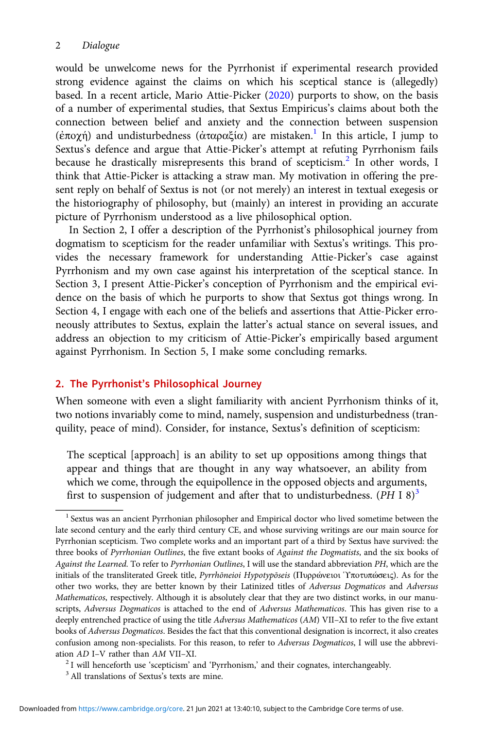would be unwelcome news for the Pyrrhonist if experimental research provided strong evidence against the claims on which his sceptical stance is (allegedly) based. In a recent article, Mario Attie-Picker (2020) purports to show, on the basis of a number of experimental studies, that Sextus Empiricus's claims about both the connection between belief and anxiety and the connection between suspension (ἐποχή) and undisturbedness (ἀταραξία) are mistaken.[1] In this article, I jump to Sextus's defence and argue that Attie-Picker's attempt at refuting Pyrrhonism fails because he drastically misrepresents this brand of scepticism.[2] In other words, I think that Attie-Picker is attacking a straw man. My motivation in offering the present reply on behalf of Sextus is not (or not merely) an interest in textual exegesis or the historiography of philosophy, but (mainly) an interest in providing an accurate picture of Pyrrhonism understood as a live philosophical option.

In Section 2, I offer a description of the Pyrrhonist's philosophical journey from dogmatism to scepticism for the reader unfamiliar with Sextus's writings. This provides the necessary framework for understanding Attie-Picker's case against Pyrrhonism and my own case against his interpretation of the sceptical stance. In Section 3, I present Attie-Picker's conception of Pyrrhonism and the empirical evidence on the basis of which he purports to show that Sextus got things wrong. In Section 4, I engage with each one of the beliefs and assertions that Attie-Picker erroneously attributes to Sextus, explain the latter's actual stance on several issues, and address an objection to my criticism of Attie-Picker's empirically based argument against Pyrrhonism. In Section 5, I make some concluding remarks.

## 2. The Pyrrhonist's Philosophical Journey

When someone with even a slight familiarity with ancient Pyrrhonism thinks of it, two notions invariably come to mind, namely, suspension and undisturbedness (tranquility, peace of mind). Consider, for instance, Sextus's definition of scepticism:

> The sceptical [approach] is an ability to set up oppositions among things that appear and things that are thought in any way whatsoever, an ability from which we come, through the equipollence in the opposed objects and arguments, first to suspension of judgement and after that to undisturbedness. (*PH* I 8)[3]

---

[1] Sextus was an ancient Pyrrhonian philosopher and Empirical doctor who lived sometime between the late second century and the early third century CE, and whose surviving writings are our main source for Pyrrhonian scepticism. Two complete works and an important part of a third by Sextus have survived: the three books of *Pyrrhonian Outlines*, the five extant books of *Against the Dogmatists*, and the six books of *Against the Learned*. To refer to *Pyrrhonian Outlines*, I will use the standard abbreviation *PH*, which are the initials of the transliterated Greek title, *Pyrrhōneioi Hypotypōseis* (Πυρρώνειοι Ὑποτυπώσεις). As for the other two works, they are better known by their Latinized titles of *Adversus Dogmaticos* and *Adversus Mathematicos*, respectively. Although it is absolutely clear that they are two distinct works, in our manuscripts, *Adversus Dogmaticos* is attached to the end of *Adversus Mathematicos*. This has given rise to a deeply entrenched practice of using the title *Adversus Mathematicos* (*AM*) VII–XI to refer to the five extant books of *Adversus Dogmaticos*. Besides the fact that this conventional designation is incorrect, it also creates confusion among non-specialists. For this reason, to refer to *Adversus Dogmaticos*, I will use the abbreviation *AD* I–V rather than *AM* VII–XI.

[2] I will henceforth use 'scepticism' and 'Pyrrhonism,' and their cognates, interchangeably.

[3] All translations of Sextus's texts are mine.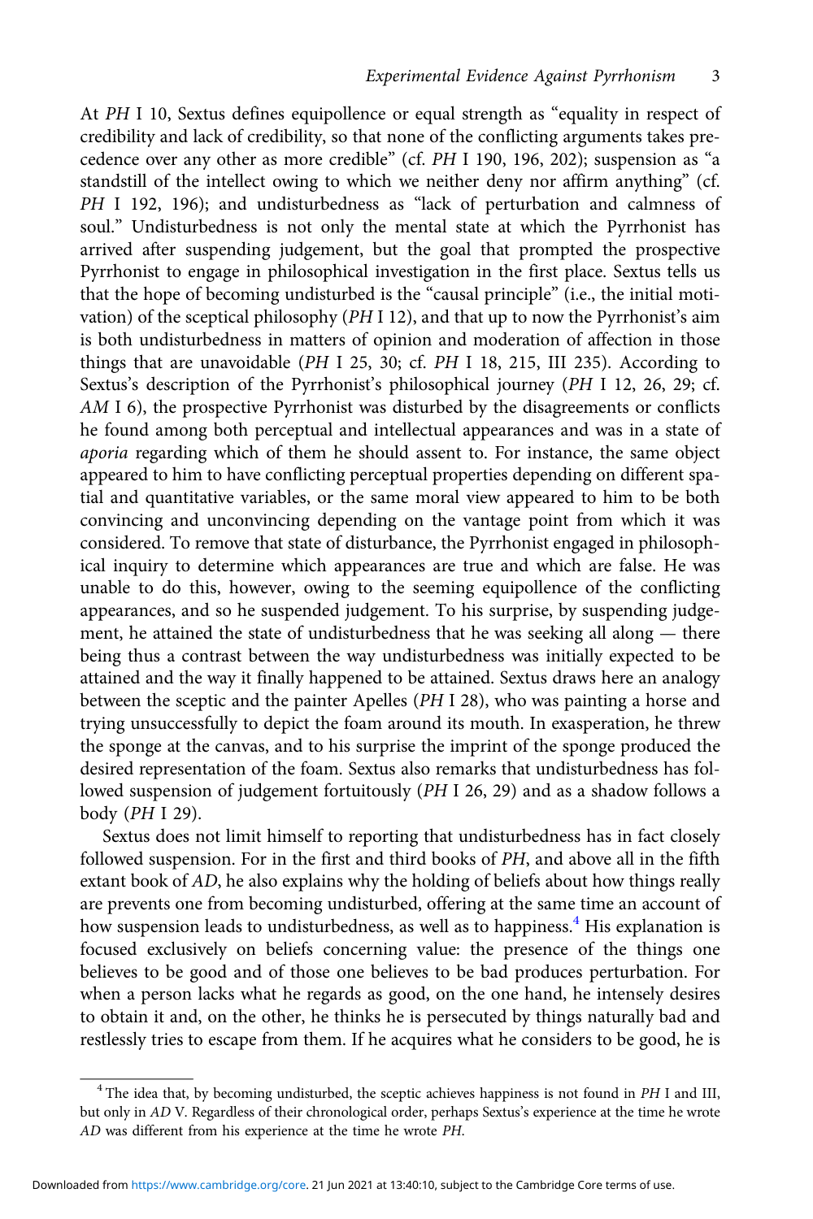At *PH* I 10, Sextus defines equipollence or equal strength as "equality in respect of credibility and lack of credibility, so that none of the conflicting arguments takes precedence over any other as more credible" (cf. *PH* I 190, 196, 202); suspension as "a standstill of the intellect owing to which we neither deny nor affirm anything" (cf. *PH* I 192, 196); and undisturbedness as "lack of perturbation and calmness of soul." Undisturbedness is not only the mental state at which the Pyrrhonist has arrived after suspending judgement, but the goal that prompted the prospective Pyrrhonist to engage in philosophical investigation in the first place. Sextus tells us that the hope of becoming undisturbed is the "causal principle" (i.e., the initial motivation) of the sceptical philosophy (*PH* I 12), and that up to now the Pyrrhonist's aim is both undisturbedness in matters of opinion and moderation of affection in those things that are unavoidable (*PH* I 25, 30; cf. *PH* I 18, 215, III 235). According to Sextus's description of the Pyrrhonist's philosophical journey (*PH* I 12, 26, 29; cf. *AM* I 6), the prospective Pyrrhonist was disturbed by the disagreements or conflicts he found among both perceptual and intellectual appearances and was in a state of *aporia* regarding which of them he should assent to. For instance, the same object appeared to him to have conflicting perceptual properties depending on different spatial and quantitative variables, or the same moral view appeared to him to be both convincing and unconvincing depending on the vantage point from which it was considered. To remove that state of disturbance, the Pyrrhonist engaged in philosophical inquiry to determine which appearances are true and which are false. He was unable to do this, however, owing to the seeming equipollence of the conflicting appearances, and so he suspended judgement. To his surprise, by suspending judgement, he attained the state of undisturbedness that he was seeking all along — there being thus a contrast between the way undisturbedness was initially expected to be attained and the way it finally happened to be attained. Sextus draws here an analogy between the sceptic and the painter Apelles (*PH* I 28), who was painting a horse and trying unsuccessfully to depict the foam around its mouth. In exasperation, he threw the sponge at the canvas, and to his surprise the imprint of the sponge produced the desired representation of the foam. Sextus also remarks that undisturbedness has followed suspension of judgement fortuitously (*PH* I 26, 29) and as a shadow follows a body (*PH* I 29).

Sextus does not limit himself to reporting that undisturbedness has in fact closely followed suspension. For in the first and third books of *PH*, and above all in the fifth extant book of *AD*, he also explains why the holding of beliefs about how things really are prevents one from becoming undisturbed, offering at the same time an account of how suspension leads to undisturbedness, as well as to happiness.[4] His explanation is focused exclusively on beliefs concerning value: the presence of the things one believes to be good and of those one believes to be bad produces perturbation. For when a person lacks what he regards as good, on the one hand, he intensely desires to obtain it and, on the other, he thinks he is persecuted by things naturally bad and restlessly tries to escape from them. If he acquires what he considers to be good, he is

[4] The idea that, by becoming undisturbed, the sceptic achieves happiness is not found in *PH* I and III, but only in *AD* V. Regardless of their chronological order, perhaps Sextus's experience at the time he wrote *AD* was different from his experience at the time he wrote *PH*.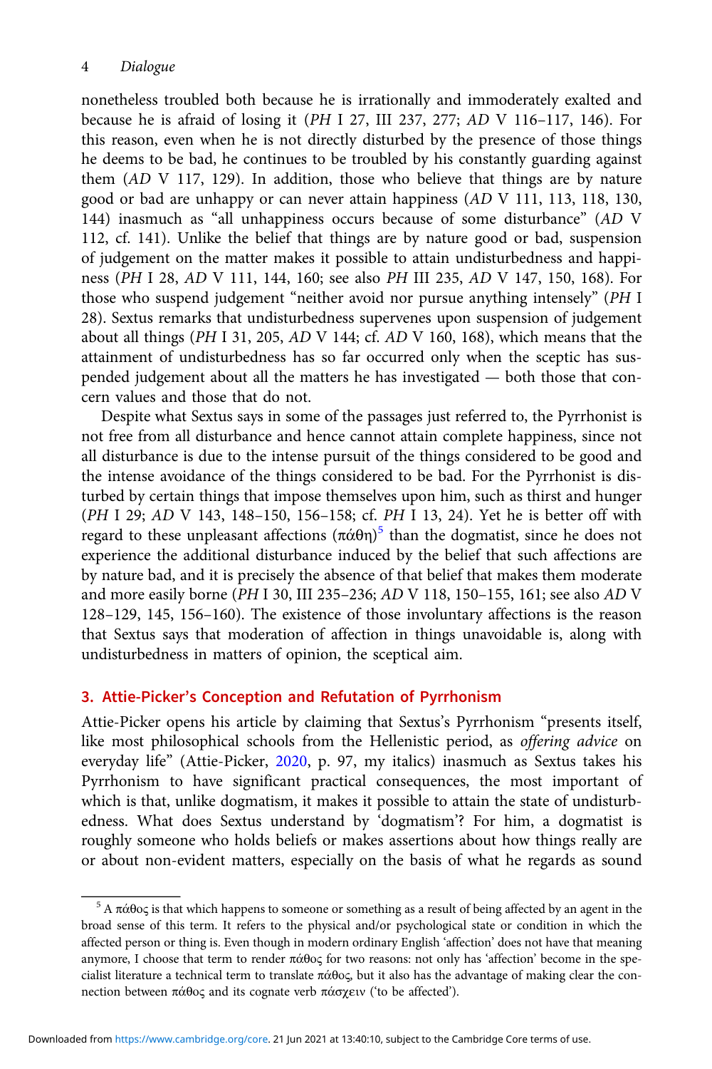nonetheless troubled both because he is irrationally and immoderately exalted and because he is afraid of losing it (*PH* I 27, III 237, 277; *AD* V 116–117, 146). For this reason, even when he is not directly disturbed by the presence of those things he deems to be bad, he continues to be troubled by his constantly guarding against them (*AD* V 117, 129). In addition, those who believe that things are by nature good or bad are unhappy or can never attain happiness (*AD* V 111, 113, 118, 130, 144) inasmuch as "all unhappiness occurs because of some disturbance" (*AD* V 112, cf. 141). Unlike the belief that things are by nature good or bad, suspension of judgement on the matter makes it possible to attain undisturbedness and happiness (*PH* I 28, *AD* V 111, 144, 160; see also *PH* III 235, *AD* V 147, 150, 168). For those who suspend judgement "neither avoid nor pursue anything intensely" (*PH* I 28). Sextus remarks that undisturbedness supervenes upon suspension of judgement about all things (*PH* I 31, 205, *AD* V 144; cf. *AD* V 160, 168), which means that the attainment of undisturbedness has so far occurred only when the sceptic has suspended judgement about all the matters he has investigated — both those that concern values and those that do not.

Despite what Sextus says in some of the passages just referred to, the Pyrrhonist is not free from all disturbance and hence cannot attain complete happiness, since not all disturbance is due to the intense pursuit of the things considered to be good and the intense avoidance of the things considered to be bad. For the Pyrrhonist is disturbed by certain things that impose themselves upon him, such as thirst and hunger (*PH* I 29; *AD* V 143, 148–150, 156–158; cf. *PH* I 13, 24). Yet he is better off with regard to these unpleasant affections (πάθη)[5] than the dogmatist, since he does not experience the additional disturbance induced by the belief that such affections are by nature bad, and it is precisely the absence of that belief that makes them moderate and more easily borne (*PH* I 30, III 235–236; *AD* V 118, 150–155, 161; see also *AD* V 128–129, 145, 156–160). The existence of those involuntary affections is the reason that Sextus says that moderation of affection in things unavoidable is, along with undisturbedness in matters of opinion, the sceptical aim.

## 3. Attie-Picker's Conception and Refutation of Pyrrhonism

Attie-Picker opens his article by claiming that Sextus's Pyrrhonism "presents itself, like most philosophical schools from the Hellenistic period, as *offering advice* on everyday life" (Attie-Picker, 2020, p. 97, my italics) inasmuch as Sextus takes his Pyrrhonism to have significant practical consequences, the most important of which is that, unlike dogmatism, it makes it possible to attain the state of undisturbedness. What does Sextus understand by 'dogmatism'? For him, a dogmatist is roughly someone who holds beliefs or makes assertions about how things really are or about non-evident matters, especially on the basis of what he regards as sound

[5] A πάθος is that which happens to someone or something as a result of being affected by an agent in the broad sense of this term. It refers to the physical and/or psychological state or condition in which the affected person or thing is. Even though in modern ordinary English 'affection' does not have that meaning anymore, I choose that term to render πάθος for two reasons: not only has 'affection' become in the specialist literature a technical term to translate πάθος, but it also has the advantage of making clear the connection between πάθος and its cognate verb πάσχειν ('to be affected').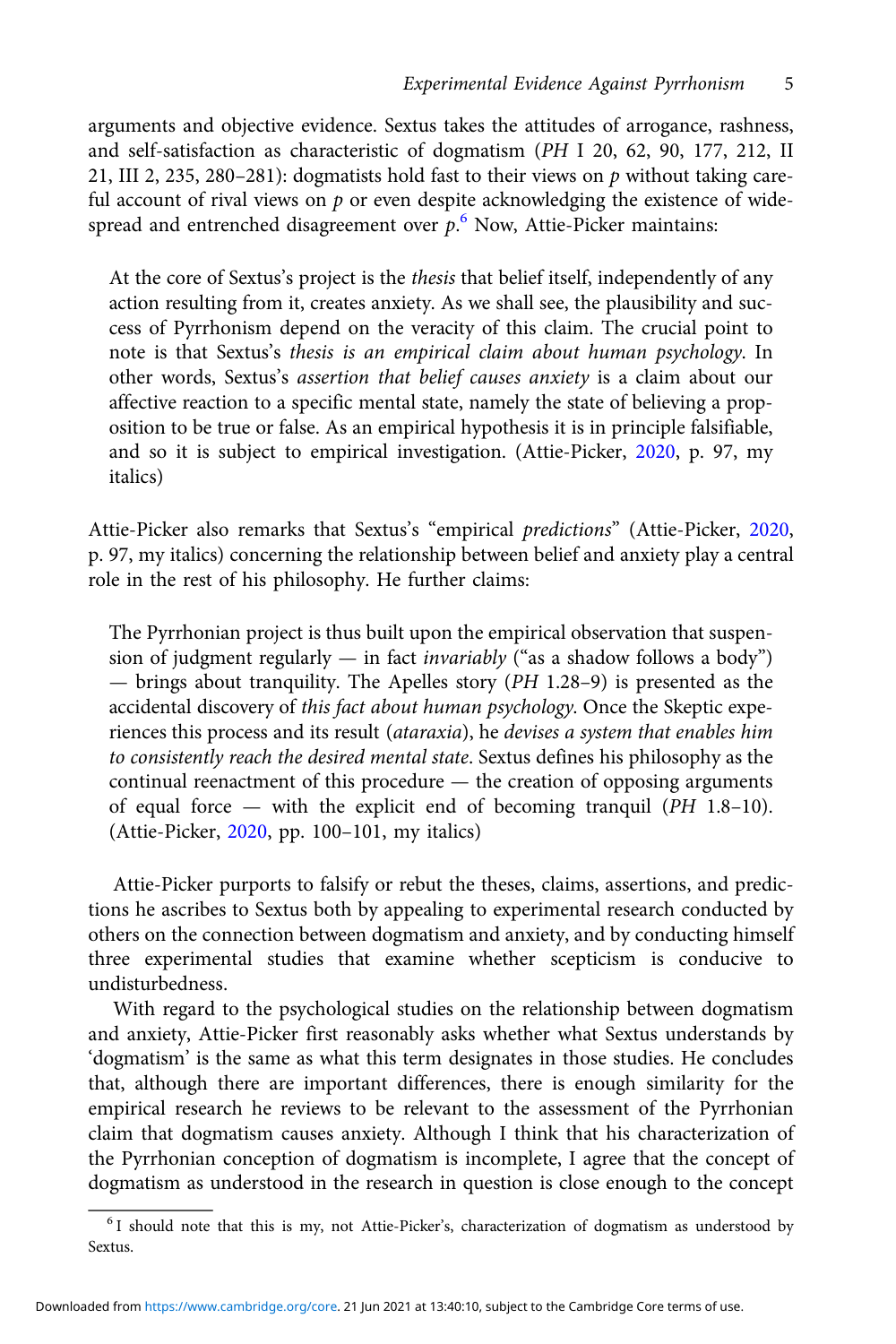arguments and objective evidence. Sextus takes the attitudes of arrogance, rashness, and self-satisfaction as characteristic of dogmatism (*PH* I 20, 62, 90, 177, 212, II 21, III 2, 235, 280–281): dogmatists hold fast to their views on *p* without taking careful account of rival views on *p* or even despite acknowledging the existence of widespread and entrenched disagreement over *p*.[6] Now, Attie-Picker maintains:

> At the core of Sextus's project is the *thesis* that belief itself, independently of any action resulting from it, creates anxiety. As we shall see, the plausibility and success of Pyrrhonism depend on the veracity of this claim. The crucial point to note is that Sextus's *thesis is an empirical claim about human psychology*. In other words, Sextus's *assertion that belief causes anxiety* is a claim about our affective reaction to a specific mental state, namely the state of believing a proposition to be true or false. As an empirical hypothesis it is in principle falsifiable, and so it is subject to empirical investigation. (Attie-Picker, 2020, p. 97, my italics)

Attie-Picker also remarks that Sextus's "empirical *predictions*" (Attie-Picker, 2020, p. 97, my italics) concerning the relationship between belief and anxiety play a central role in the rest of his philosophy. He further claims:

> The Pyrrhonian project is thus built upon the empirical observation that suspension of judgment regularly — in fact *invariably* ("as a shadow follows a body") — brings about tranquility. The Apelles story (*PH* 1.28–9) is presented as the accidental discovery of *this fact about human psychology*. Once the Skeptic experiences this process and its result (*ataraxia*), he *devises a system that enables him to consistently reach the desired mental state*. Sextus defines his philosophy as the continual reenactment of this procedure — the creation of opposing arguments of equal force — with the explicit end of becoming tranquil (*PH* 1.8–10). (Attie-Picker, 2020, pp. 100–101, my italics)

Attie-Picker purports to falsify or rebut the theses, claims, assertions, and predictions he ascribes to Sextus both by appealing to experimental research conducted by others on the connection between dogmatism and anxiety, and by conducting himself three experimental studies that examine whether scepticism is conducive to undisturbedness.

With regard to the psychological studies on the relationship between dogmatism and anxiety, Attie-Picker first reasonably asks whether what Sextus understands by 'dogmatism' is the same as what this term designates in those studies. He concludes that, although there are important differences, there is enough similarity for the empirical research he reviews to be relevant to the assessment of the Pyrrhonian claim that dogmatism causes anxiety. Although I think that his characterization of the Pyrrhonian conception of dogmatism is incomplete, I agree that the concept of dogmatism as understood in the research in question is close enough to the concept

[6] I should note that this is my, not Attie-Picker's, characterization of dogmatism as understood by Sextus.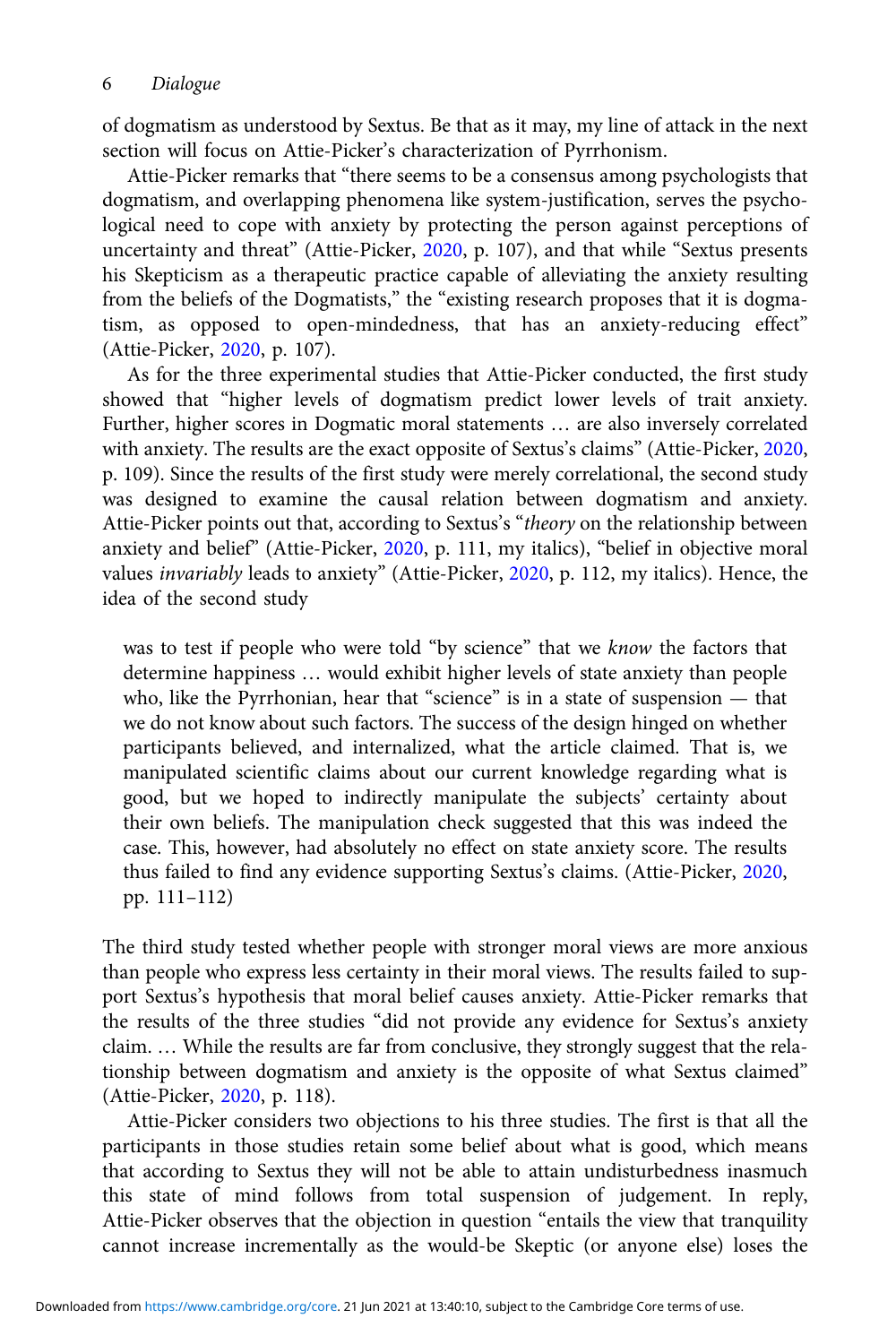of dogmatism as understood by Sextus. Be that as it may, my line of attack in the next section will focus on Attie-Picker's characterization of Pyrrhonism.

Attie-Picker remarks that "there seems to be a consensus among psychologists that dogmatism, and overlapping phenomena like system-justification, serves the psychological need to cope with anxiety by protecting the person against perceptions of uncertainty and threat" (Attie-Picker, 2020, p. 107), and that while "Sextus presents his Skepticism as a therapeutic practice capable of alleviating the anxiety resulting from the beliefs of the Dogmatists," the "existing research proposes that it is dogmatism, as opposed to open-mindedness, that has an anxiety-reducing effect" (Attie-Picker, 2020, p. 107).

As for the three experimental studies that Attie-Picker conducted, the first study showed that "higher levels of dogmatism predict lower levels of trait anxiety. Further, higher scores in Dogmatic moral statements … are also inversely correlated with anxiety. The results are the exact opposite of Sextus's claims" (Attie-Picker, 2020, p. 109). Since the results of the first study were merely correlational, the second study was designed to examine the causal relation between dogmatism and anxiety. Attie-Picker points out that, according to Sextus's "*theory* on the relationship between anxiety and belief" (Attie-Picker, 2020, p. 111, my italics), "belief in objective moral values *invariably* leads to anxiety" (Attie-Picker, 2020, p. 112, my italics). Hence, the idea of the second study

> was to test if people who were told "by science" that we *know* the factors that determine happiness … would exhibit higher levels of state anxiety than people who, like the Pyrrhonian, hear that "science" is in a state of suspension — that we do not know about such factors. The success of the design hinged on whether participants believed, and internalized, what the article claimed. That is, we manipulated scientific claims about our current knowledge regarding what is good, but we hoped to indirectly manipulate the subjects' certainty about their own beliefs. The manipulation check suggested that this was indeed the case. This, however, had absolutely no effect on state anxiety score. The results thus failed to find any evidence supporting Sextus's claims. (Attie-Picker, 2020, pp. 111–112)

The third study tested whether people with stronger moral views are more anxious than people who express less certainty in their moral views. The results failed to support Sextus's hypothesis that moral belief causes anxiety. Attie-Picker remarks that the results of the three studies "did not provide any evidence for Sextus's anxiety claim. … While the results are far from conclusive, they strongly suggest that the relationship between dogmatism and anxiety is the opposite of what Sextus claimed" (Attie-Picker, 2020, p. 118).

Attie-Picker considers two objections to his three studies. The first is that all the participants in those studies retain some belief about what is good, which means that according to Sextus they will not be able to attain undisturbedness inasmuch this state of mind follows from total suspension of judgement. In reply, Attie-Picker observes that the objection in question "entails the view that tranquility cannot increase incrementally as the would-be Skeptic (or anyone else) loses the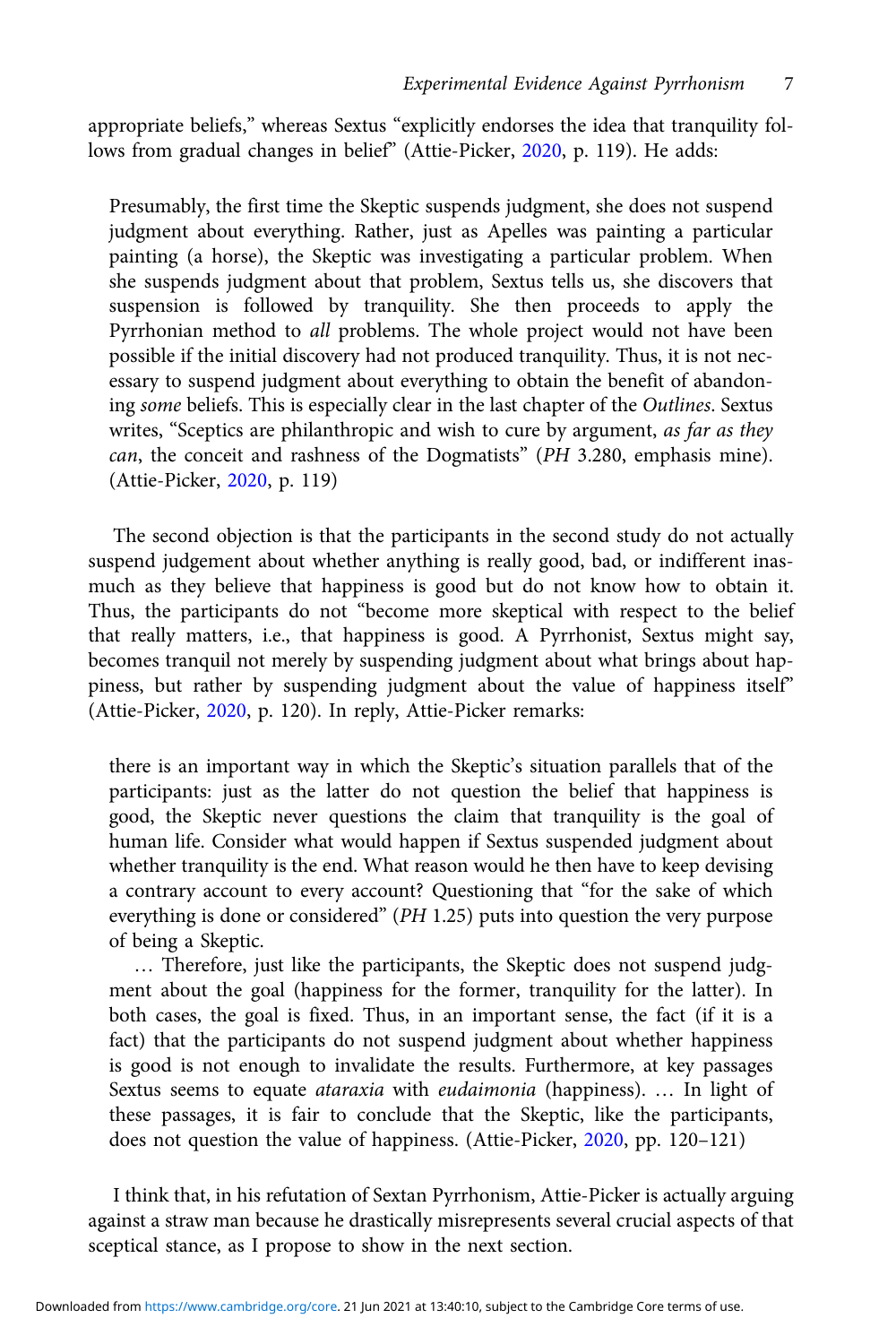appropriate beliefs," whereas Sextus "explicitly endorses the idea that tranquility follows from gradual changes in belief" (Attie-Picker, 2020, p. 119). He adds:

> Presumably, the first time the Skeptic suspends judgment, she does not suspend judgment about everything. Rather, just as Apelles was painting a particular painting (a horse), the Skeptic was investigating a particular problem. When she suspends judgment about that problem, Sextus tells us, she discovers that suspension is followed by tranquility. She then proceeds to apply the Pyrrhonian method to *all* problems. The whole project would not have been possible if the initial discovery had not produced tranquility. Thus, it is not necessary to suspend judgment about everything to obtain the benefit of abandoning *some* beliefs. This is especially clear in the last chapter of the *Outlines*. Sextus writes, "Sceptics are philanthropic and wish to cure by argument, *as far as they can*, the conceit and rashness of the Dogmatists" (*PH* 3.280, emphasis mine). (Attie-Picker, 2020, p. 119)

The second objection is that the participants in the second study do not actually suspend judgement about whether anything is really good, bad, or indifferent inasmuch as they believe that happiness is good but do not know how to obtain it. Thus, the participants do not "become more skeptical with respect to the belief that really matters, i.e., that happiness is good. A Pyrrhonist, Sextus might say, becomes tranquil not merely by suspending judgment about what brings about happiness, but rather by suspending judgment about the value of happiness itself" (Attie-Picker, 2020, p. 120). In reply, Attie-Picker remarks:

> there is an important way in which the Skeptic's situation parallels that of the participants: just as the latter do not question the belief that happiness is good, the Skeptic never questions the claim that tranquility is the goal of human life. Consider what would happen if Sextus suspended judgment about whether tranquility is the end. What reason would he then have to keep devising a contrary account to every account? Questioning that "for the sake of which everything is done or considered" (*PH* 1.25) puts into question the very purpose of being a Skeptic.
>
> … Therefore, just like the participants, the Skeptic does not suspend judgment about the goal (happiness for the former, tranquility for the latter). In both cases, the goal is fixed. Thus, in an important sense, the fact (if it is a fact) that the participants do not suspend judgment about whether happiness is good is not enough to invalidate the results. Furthermore, at key passages Sextus seems to equate *ataraxia* with *eudaimonia* (happiness). … In light of these passages, it is fair to conclude that the Skeptic, like the participants, does not question the value of happiness. (Attie-Picker, 2020, pp. 120–121)

I think that, in his refutation of Sextan Pyrrhonism, Attie-Picker is actually arguing against a straw man because he drastically misrepresents several crucial aspects of that sceptical stance, as I propose to show in the next section.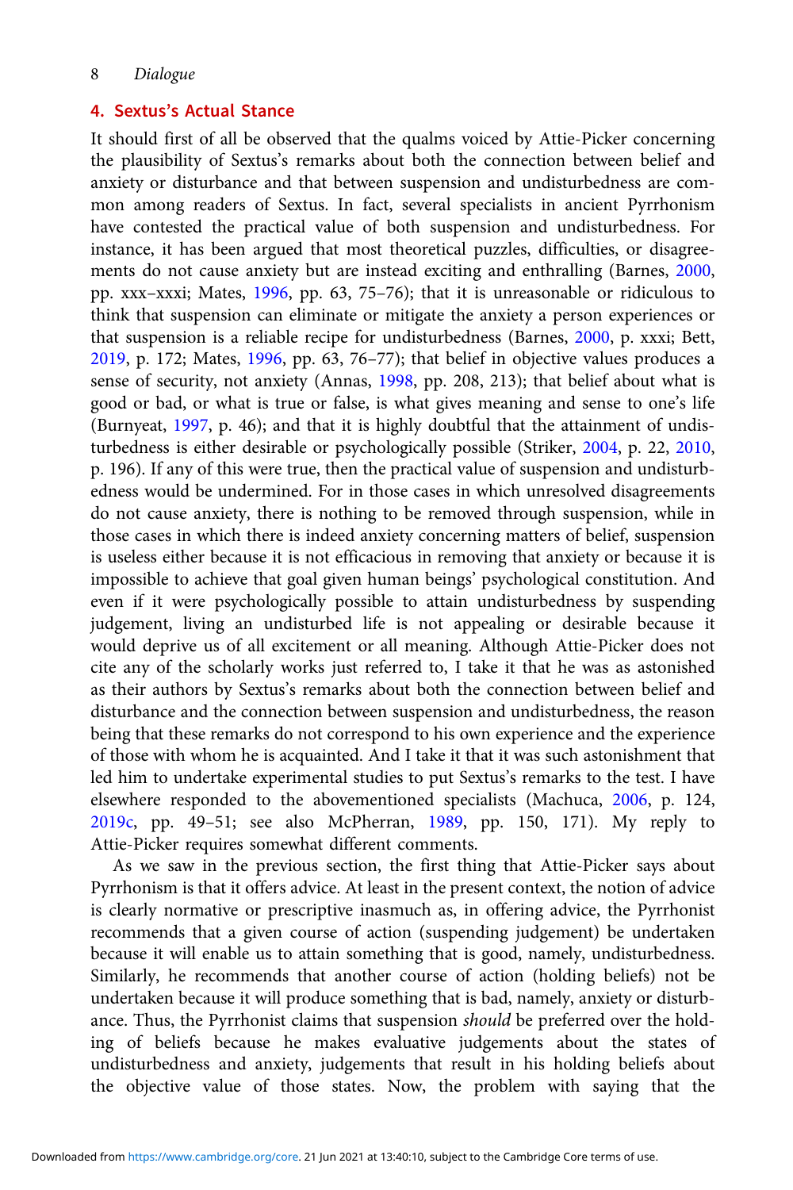## 4. Sextus's Actual Stance

It should first of all be observed that the qualms voiced by Attie-Picker concerning the plausibility of Sextus's remarks about both the connection between belief and anxiety or disturbance and that between suspension and undisturbedness are common among readers of Sextus. In fact, several specialists in ancient Pyrrhonism have contested the practical value of both suspension and undisturbedness. For instance, it has been argued that most theoretical puzzles, difficulties, or disagreements do not cause anxiety but are instead exciting and enthralling (Barnes, 2000, pp. xxx–xxxi; Mates, 1996, pp. 63, 75–76); that it is unreasonable or ridiculous to think that suspension can eliminate or mitigate the anxiety a person experiences or that suspension is a reliable recipe for undisturbedness (Barnes, 2000, p. xxxi; Bett, 2019, p. 172; Mates, 1996, pp. 63, 76–77); that belief in objective values produces a sense of security, not anxiety (Annas, 1998, pp. 208, 213); that belief about what is good or bad, or what is true or false, is what gives meaning and sense to one's life (Burnyeat, 1997, p. 46); and that it is highly doubtful that the attainment of undisturbedness is either desirable or psychologically possible (Striker, 2004, p. 22, 2010, p. 196). If any of this were true, then the practical value of suspension and undisturbedness would be undermined. For in those cases in which unresolved disagreements do not cause anxiety, there is nothing to be removed through suspension, while in those cases in which there is indeed anxiety concerning matters of belief, suspension is useless either because it is not efficacious in removing that anxiety or because it is impossible to achieve that goal given human beings' psychological constitution. And even if it were psychologically possible to attain undisturbedness by suspending judgement, living an undisturbed life is not appealing or desirable because it would deprive us of all excitement or all meaning. Although Attie-Picker does not cite any of the scholarly works just referred to, I take it that he was as astonished as their authors by Sextus's remarks about both the connection between belief and disturbance and the connection between suspension and undisturbedness, the reason being that these remarks do not correspond to his own experience and the experience of those with whom he is acquainted. And I take it that it was such astonishment that led him to undertake experimental studies to put Sextus's remarks to the test. I have elsewhere responded to the abovementioned specialists (Machuca, 2006, p. 124, 2019c, pp. 49–51; see also McPherran, 1989, pp. 150, 171). My reply to Attie-Picker requires somewhat different comments.

As we saw in the previous section, the first thing that Attie-Picker says about Pyrrhonism is that it offers advice. At least in the present context, the notion of advice is clearly normative or prescriptive inasmuch as, in offering advice, the Pyrrhonist recommends that a given course of action (suspending judgement) be undertaken because it will enable us to attain something that is good, namely, undisturbedness. Similarly, he recommends that another course of action (holding beliefs) not be undertaken because it will produce something that is bad, namely, anxiety or disturbance. Thus, the Pyrrhonist claims that suspension *should* be preferred over the holding of beliefs because he makes evaluative judgements about the states of undisturbedness and anxiety, judgements that result in his holding beliefs about the objective value of those states. Now, the problem with saying that the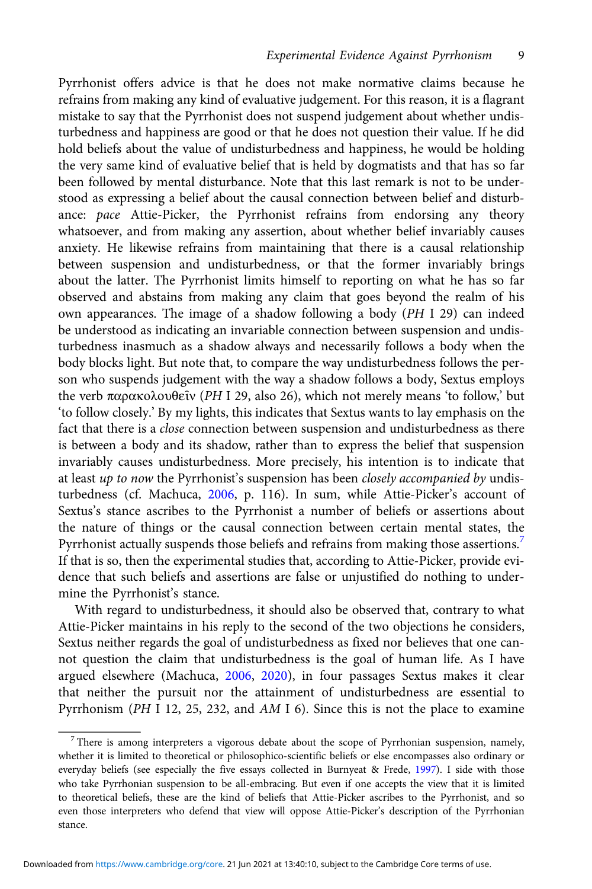Pyrrhonist offers advice is that he does not make normative claims because he refrains from making any kind of evaluative judgement. For this reason, it is a flagrant mistake to say that the Pyrrhonist does not suspend judgement about whether undisturbedness and happiness are good or that he does not question their value. If he did hold beliefs about the value of undisturbedness and happiness, he would be holding the very same kind of evaluative belief that is held by dogmatists and that has so far been followed by mental disturbance. Note that this last remark is not to be understood as expressing a belief about the causal connection between belief and disturbance: *pace* Attie-Picker, the Pyrrhonist refrains from endorsing any theory whatsoever, and from making any assertion, about whether belief invariably causes anxiety. He likewise refrains from maintaining that there is a causal relationship between suspension and undisturbedness, or that the former invariably brings about the latter. The Pyrrhonist limits himself to reporting on what he has so far observed and abstains from making any claim that goes beyond the realm of his own appearances. The image of a shadow following a body (*PH* I 29) can indeed be understood as indicating an invariable connection between suspension and undisturbedness inasmuch as a shadow always and necessarily follows a body when the body blocks light. But note that, to compare the way undisturbedness follows the person who suspends judgement with the way a shadow follows a body, Sextus employs the verb παρακολουθεῖν (*PH* I 29, also 26), which not merely means 'to follow,' but 'to follow closely.' By my lights, this indicates that Sextus wants to lay emphasis on the fact that there is a *close* connection between suspension and undisturbedness as there is between a body and its shadow, rather than to express the belief that suspension invariably causes undisturbedness. More precisely, his intention is to indicate that at least *up to now* the Pyrrhonist's suspension has been *closely accompanied by* undisturbedness (cf. Machuca, 2006, p. 116). In sum, while Attie-Picker's account of Sextus's stance ascribes to the Pyrrhonist a number of beliefs or assertions about the nature of things or the causal connection between certain mental states, the Pyrrhonist actually suspends those beliefs and refrains from making those assertions.[7] If that is so, then the experimental studies that, according to Attie-Picker, provide evidence that such beliefs and assertions are false or unjustified do nothing to undermine the Pyrrhonist's stance.

With regard to undisturbedness, it should also be observed that, contrary to what Attie-Picker maintains in his reply to the second of the two objections he considers, Sextus neither regards the goal of undisturbedness as fixed nor believes that one cannot question the claim that undisturbedness is the goal of human life. As I have argued elsewhere (Machuca, 2006, 2020), in four passages Sextus makes it clear that neither the pursuit nor the attainment of undisturbedness are essential to Pyrrhonism (*PH* I 12, 25, 232, and *AM* I 6). Since this is not the place to examine

[7] There is among interpreters a vigorous debate about the scope of Pyrrhonian suspension, namely, whether it is limited to theoretical or philosophico-scientific beliefs or else encompasses also ordinary or everyday beliefs (see especially the five essays collected in Burnyeat & Frede, 1997). I side with those who take Pyrrhonian suspension to be all-embracing. But even if one accepts the view that it is limited to theoretical beliefs, these are the kind of beliefs that Attie-Picker ascribes to the Pyrrhonist, and so even those interpreters who defend that view will oppose Attie-Picker's description of the Pyrrhonian stance.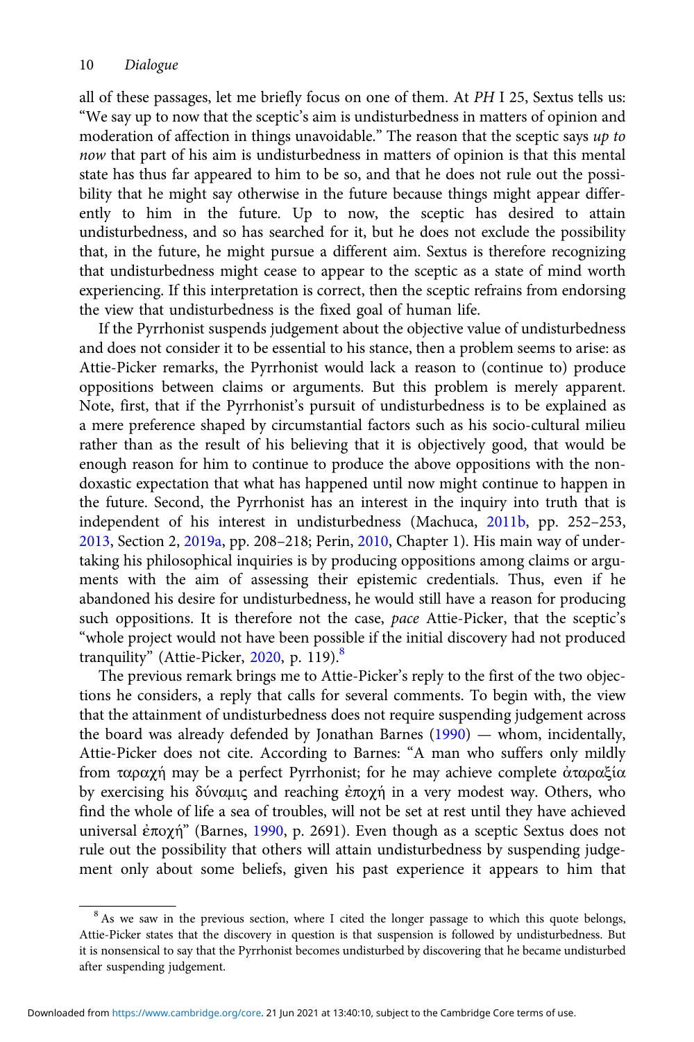all of these passages, let me briefly focus on one of them. At *PH* I 25, Sextus tells us: "We say up to now that the sceptic's aim is undisturbedness in matters of opinion and moderation of affection in things unavoidable." The reason that the sceptic says *up to now* that part of his aim is undisturbedness in matters of opinion is that this mental state has thus far appeared to him to be so, and that he does not rule out the possibility that he might say otherwise in the future because things might appear differently to him in the future. Up to now, the sceptic has desired to attain undisturbedness, and so has searched for it, but he does not exclude the possibility that, in the future, he might pursue a different aim. Sextus is therefore recognizing that undisturbedness might cease to appear to the sceptic as a state of mind worth experiencing. If this interpretation is correct, then the sceptic refrains from endorsing the view that undisturbedness is the fixed goal of human life.

If the Pyrrhonist suspends judgement about the objective value of undisturbedness and does not consider it to be essential to his stance, then a problem seems to arise: as Attie-Picker remarks, the Pyrrhonist would lack a reason to (continue to) produce oppositions between claims or arguments. But this problem is merely apparent. Note, first, that if the Pyrrhonist's pursuit of undisturbedness is to be explained as a mere preference shaped by circumstantial factors such as his socio-cultural milieu rather than as the result of his believing that it is objectively good, that would be enough reason for him to continue to produce the above oppositions with the non-doxastic expectation that what has happened until now might continue to happen in the future. Second, the Pyrrhonist has an interest in the inquiry into truth that is independent of his interest in undisturbedness (Machuca, 2011b, pp. 252–253, 2013, Section 2, 2019a, pp. 208–218; Perin, 2010, Chapter 1). His main way of undertaking his philosophical inquiries is by producing oppositions among claims or arguments with the aim of assessing their epistemic credentials. Thus, even if he abandoned his desire for undisturbedness, he would still have a reason for producing such oppositions. It is therefore not the case, *pace* Attie-Picker, that the sceptic's "whole project would not have been possible if the initial discovery had not produced tranquility" (Attie-Picker, 2020, p. 119).[8]

The previous remark brings me to Attie-Picker's reply to the first of the two objections he considers, a reply that calls for several comments. To begin with, the view that the attainment of undisturbedness does not require suspending judgement across the board was already defended by Jonathan Barnes (1990) — whom, incidentally, Attie-Picker does not cite. According to Barnes: "A man who suffers only mildly from ταραχή may be a perfect Pyrrhonist; for he may achieve complete ἀταραξία by exercising his δύναμις and reaching ἐποχή in a very modest way. Others, who find the whole of life a sea of troubles, will not be set at rest until they have achieved universal ἐποχή" (Barnes, 1990, p. 2691). Even though as a sceptic Sextus does not rule out the possibility that others will attain undisturbedness by suspending judgement only about some beliefs, given his past experience it appears to him that

[8] As we saw in the previous section, where I cited the longer passage to which this quote belongs, Attie-Picker states that the discovery in question is that suspension is followed by undisturbedness. But it is nonsensical to say that the Pyrrhonist becomes undisturbed by discovering that he became undisturbed after suspending judgement.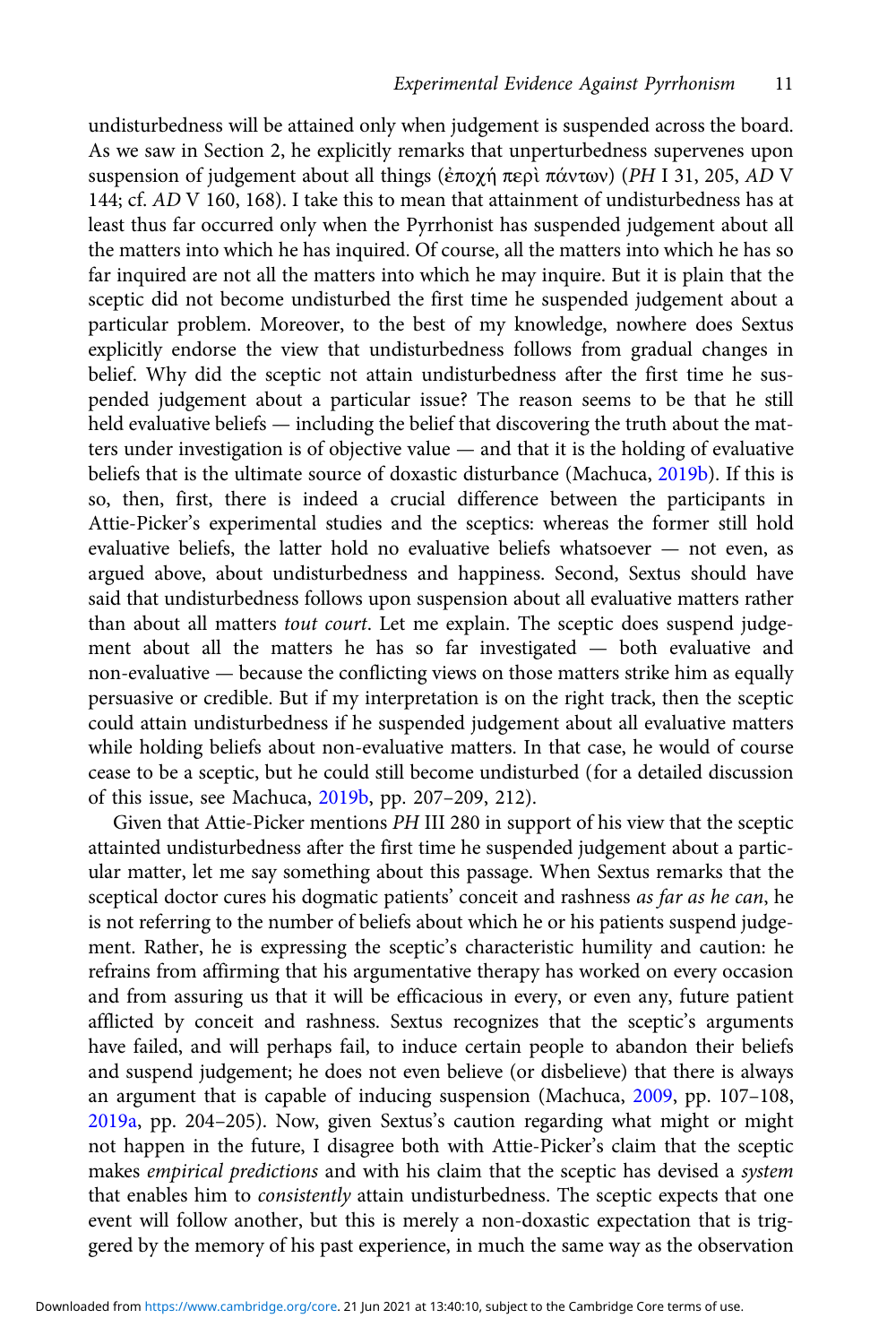undisturbedness will be attained only when judgement is suspended across the board. As we saw in Section 2, he explicitly remarks that unperturbedness supervenes upon suspension of judgement about all things (ἐποχή περὶ πάντων) (*PH* I 31, 205, *AD* V 144; cf. *AD* V 160, 168). I take this to mean that attainment of undisturbedness has at least thus far occurred only when the Pyrrhonist has suspended judgement about all the matters into which he has inquired. Of course, all the matters into which he has so far inquired are not all the matters into which he may inquire. But it is plain that the sceptic did not become undisturbed the first time he suspended judgement about a particular problem. Moreover, to the best of my knowledge, nowhere does Sextus explicitly endorse the view that undisturbedness follows from gradual changes in belief. Why did the sceptic not attain undisturbedness after the first time he suspended judgement about a particular issue? The reason seems to be that he still held evaluative beliefs — including the belief that discovering the truth about the matters under investigation is of objective value — and that it is the holding of evaluative beliefs that is the ultimate source of doxastic disturbance (Machuca, 2019b). If this is so, then, first, there is indeed a crucial difference between the participants in Attie-Picker's experimental studies and the sceptics: whereas the former still hold evaluative beliefs, the latter hold no evaluative beliefs whatsoever — not even, as argued above, about undisturbedness and happiness. Second, Sextus should have said that undisturbedness follows upon suspension about all evaluative matters rather than about all matters *tout court*. Let me explain. The sceptic does suspend judgement about all the matters he has so far investigated — both evaluative and non-evaluative — because the conflicting views on those matters strike him as equally persuasive or credible. But if my interpretation is on the right track, then the sceptic could attain undisturbedness if he suspended judgement about all evaluative matters while holding beliefs about non-evaluative matters. In that case, he would of course cease to be a sceptic, but he could still become undisturbed (for a detailed discussion of this issue, see Machuca, 2019b, pp. 207–209, 212).

Given that Attie-Picker mentions *PH* III 280 in support of his view that the sceptic attainted undisturbedness after the first time he suspended judgement about a particular matter, let me say something about this passage. When Sextus remarks that the sceptical doctor cures his dogmatic patients' conceit and rashness *as far as he can*, he is not referring to the number of beliefs about which he or his patients suspend judgement. Rather, he is expressing the sceptic's characteristic humility and caution: he refrains from affirming that his argumentative therapy has worked on every occasion and from assuring us that it will be efficacious in every, or even any, future patient afflicted by conceit and rashness. Sextus recognizes that the sceptic's arguments have failed, and will perhaps fail, to induce certain people to abandon their beliefs and suspend judgement; he does not even believe (or disbelieve) that there is always an argument that is capable of inducing suspension (Machuca, 2009, pp. 107–108, 2019a, pp. 204–205). Now, given Sextus's caution regarding what might or might not happen in the future, I disagree both with Attie-Picker's claim that the sceptic makes *empirical predictions* and with his claim that the sceptic has devised a *system* that enables him to *consistently* attain undisturbedness. The sceptic expects that one event will follow another, but this is merely a non-doxastic expectation that is triggered by the memory of his past experience, in much the same way as the observation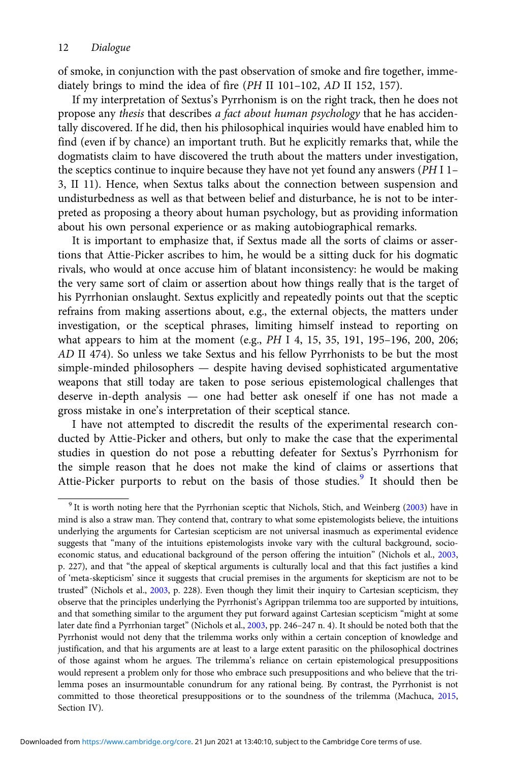of smoke, in conjunction with the past observation of smoke and fire together, immediately brings to mind the idea of fire (*PH* II 101–102, *AD* II 152, 157).

If my interpretation of Sextus's Pyrrhonism is on the right track, then he does not propose any *thesis* that describes *a fact about human psychology* that he has accidentally discovered. If he did, then his philosophical inquiries would have enabled him to find (even if by chance) an important truth. But he explicitly remarks that, while the dogmatists claim to have discovered the truth about the matters under investigation, the sceptics continue to inquire because they have not yet found any answers (*PH* I 1–3, II 11). Hence, when Sextus talks about the connection between suspension and undisturbedness as well as that between belief and disturbance, he is not to be interpreted as proposing a theory about human psychology, but as providing information about his own personal experience or as making autobiographical remarks.

It is important to emphasize that, if Sextus made all the sorts of claims or assertions that Attie-Picker ascribes to him, he would be a sitting duck for his dogmatic rivals, who would at once accuse him of blatant inconsistency: he would be making the very same sort of claim or assertion about how things really that is the target of his Pyrrhonian onslaught. Sextus explicitly and repeatedly points out that the sceptic refrains from making assertions about, e.g., the external objects, the matters under investigation, or the sceptical phrases, limiting himself instead to reporting on what appears to him at the moment (e.g., *PH* I 4, 15, 35, 191, 195–196, 200, 206; *AD* II 474). So unless we take Sextus and his fellow Pyrrhonists to be but the most simple-minded philosophers — despite having devised sophisticated argumentative weapons that still today are taken to pose serious epistemological challenges that deserve in-depth analysis — one had better ask oneself if one has not made a gross mistake in one's interpretation of their sceptical stance.

I have not attempted to discredit the results of the experimental research conducted by Attie-Picker and others, but only to make the case that the experimental studies in question do not pose a rebutting defeater for Sextus's Pyrrhonism for the simple reason that he does not make the kind of claims or assertions that Attie-Picker purports to rebut on the basis of those studies.[9] It should then be

[9] It is worth noting here that the Pyrrhonian sceptic that Nichols, Stich, and Weinberg (2003) have in mind is also a straw man. They contend that, contrary to what some epistemologists believe, the intuitions underlying the arguments for Cartesian scepticism are not universal inasmuch as experimental evidence suggests that "many of the intuitions epistemologists invoke vary with the cultural background, socio-economic status, and educational background of the person offering the intuition" (Nichols et al., 2003, p. 227), and that "the appeal of skeptical arguments is culturally local and that this fact justifies a kind of 'meta-skepticism' since it suggests that crucial premises in the arguments for skepticism are not to be trusted" (Nichols et al., 2003, p. 228). Even though they limit their inquiry to Cartesian scepticism, they observe that the principles underlying the Pyrrhonist's Agrippan trilemma too are supported by intuitions, and that something similar to the argument they put forward against Cartesian scepticism "might at some later date find a Pyrrhonian target" (Nichols et al., 2003, pp. 246–247 n. 4). It should be noted both that the Pyrrhonist would not deny that the trilemma works only within a certain conception of knowledge and justification, and that his arguments are at least to a large extent parasitic on the philosophical doctrines of those against whom he argues. The trilemma's reliance on certain epistemological presuppositions would represent a problem only for those who embrace such presuppositions and who believe that the trilemma poses an insurmountable conundrum for any rational being. By contrast, the Pyrrhonist is not committed to those theoretical presuppositions or to the soundness of the trilemma (Machuca, 2015, Section IV).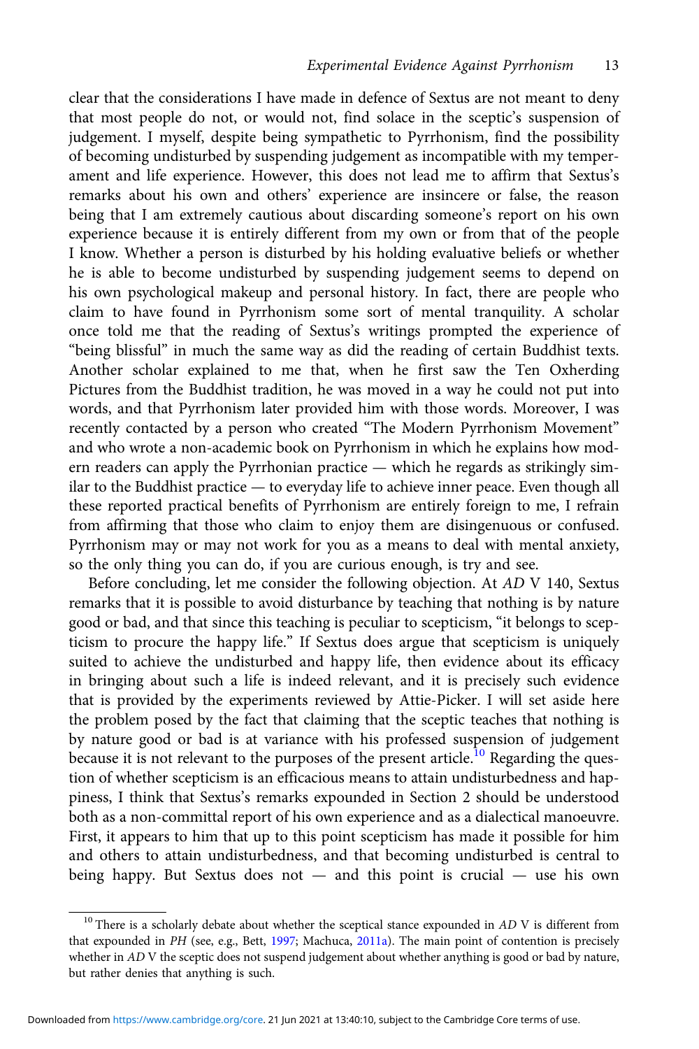clear that the considerations I have made in defence of Sextus are not meant to deny that most people do not, or would not, find solace in the sceptic's suspension of judgement. I myself, despite being sympathetic to Pyrrhonism, find the possibility of becoming undisturbed by suspending judgement as incompatible with my temperament and life experience. However, this does not lead me to affirm that Sextus's remarks about his own and others' experience are insincere or false, the reason being that I am extremely cautious about discarding someone's report on his own experience because it is entirely different from my own or from that of the people I know. Whether a person is disturbed by his holding evaluative beliefs or whether he is able to become undisturbed by suspending judgement seems to depend on his own psychological makeup and personal history. In fact, there are people who claim to have found in Pyrrhonism some sort of mental tranquility. A scholar once told me that the reading of Sextus's writings prompted the experience of "being blissful" in much the same way as did the reading of certain Buddhist texts. Another scholar explained to me that, when he first saw the Ten Oxherding Pictures from the Buddhist tradition, he was moved in a way he could not put into words, and that Pyrrhonism later provided him with those words. Moreover, I was recently contacted by a person who created "The Modern Pyrrhonism Movement" and who wrote a non-academic book on Pyrrhonism in which he explains how modern readers can apply the Pyrrhonian practice — which he regards as strikingly similar to the Buddhist practice — to everyday life to achieve inner peace. Even though all these reported practical benefits of Pyrrhonism are entirely foreign to me, I refrain from affirming that those who claim to enjoy them are disingenuous or confused. Pyrrhonism may or may not work for you as a means to deal with mental anxiety, so the only thing you can do, if you are curious enough, is try and see.

Before concluding, let me consider the following objection. At *AD* V 140, Sextus remarks that it is possible to avoid disturbance by teaching that nothing is by nature good or bad, and that since this teaching is peculiar to scepticism, "it belongs to scepticism to procure the happy life." If Sextus does argue that scepticism is uniquely suited to achieve the undisturbed and happy life, then evidence about its efficacy in bringing about such a life is indeed relevant, and it is precisely such evidence that is provided by the experiments reviewed by Attie-Picker. I will set aside here the problem posed by the fact that claiming that the sceptic teaches that nothing is by nature good or bad is at variance with his professed suspension of judgement because it is not relevant to the purposes of the present article.[10] Regarding the question of whether scepticism is an efficacious means to attain undisturbedness and happiness, I think that Sextus's remarks expounded in Section 2 should be understood both as a non-committal report of his own experience and as a dialectical manoeuvre. First, it appears to him that up to this point scepticism has made it possible for him and others to attain undisturbedness, and that becoming undisturbed is central to being happy. But Sextus does not — and this point is crucial — use his own

[10] There is a scholarly debate about whether the sceptical stance expounded in *AD* V is different from that expounded in *PH* (see, e.g., Bett, 1997; Machuca, 2011a). The main point of contention is precisely whether in *AD* V the sceptic does not suspend judgement about whether anything is good or bad by nature, but rather denies that anything is such.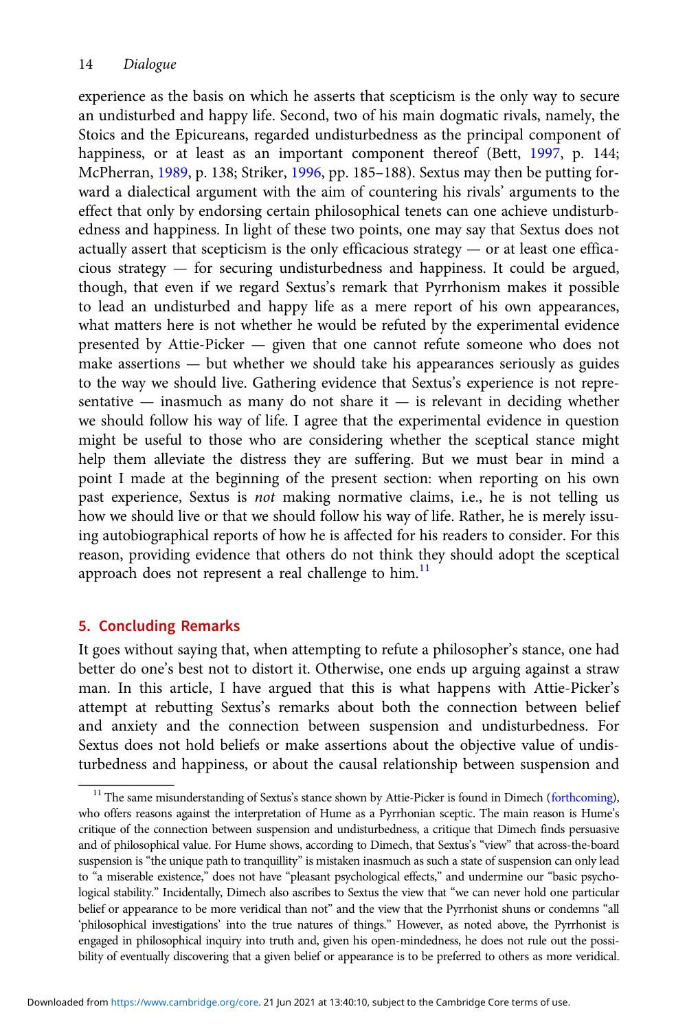experience as the basis on which he asserts that scepticism is the only way to secure an undisturbed and happy life. Second, two of his main dogmatic rivals, namely, the Stoics and the Epicureans, regarded undisturbedness as the principal component of happiness, or at least as an important component thereof (Bett, 1997, p. 144; McPherran, 1989, p. 138; Striker, 1996, pp. 185–188). Sextus may then be putting forward a dialectical argument with the aim of countering his rivals' arguments to the effect that only by endorsing certain philosophical tenets can one achieve undisturbedness and happiness. In light of these two points, one may say that Sextus does not actually assert that scepticism is the only efficacious strategy — or at least one efficacious strategy — for securing undisturbedness and happiness. It could be argued, though, that even if we regard Sextus's remark that Pyrrhonism makes it possible to lead an undisturbed and happy life as a mere report of his own appearances, what matters here is not whether he would be refuted by the experimental evidence presented by Attie-Picker — given that one cannot refute someone who does not make assertions — but whether we should take his appearances seriously as guides to the way we should live. Gathering evidence that Sextus's experience is not representative — inasmuch as many do not share it — is relevant in deciding whether we should follow his way of life. I agree that the experimental evidence in question might be useful to those who are considering whether the sceptical stance might help them alleviate the distress they are suffering. But we must bear in mind a point I made at the beginning of the present section: when reporting on his own past experience, Sextus is *not* making normative claims, i.e., he is not telling us how we should live or that we should follow his way of life. Rather, he is merely issuing autobiographical reports of how he is affected for his readers to consider. For this reason, providing evidence that others do not think they should adopt the sceptical approach does not represent a real challenge to him.[11]

## 5. Concluding Remarks

It goes without saying that, when attempting to refute a philosopher's stance, one had better do one's best not to distort it. Otherwise, one ends up arguing against a straw man. In this article, I have argued that this is what happens with Attie-Picker's attempt at rebutting Sextus's remarks about both the connection between belief and anxiety and the connection between suspension and undisturbedness. For Sextus does not hold beliefs or make assertions about the objective value of undisturbedness and happiness, or about the causal relationship between suspension and

[11] The same misunderstanding of Sextus's stance shown by Attie-Picker is found in Dimech (forthcoming), who offers reasons against the interpretation of Hume as a Pyrrhonian sceptic. The main reason is Hume's critique of the connection between suspension and undisturbedness, a critique that Dimech finds persuasive and of philosophical value. For Hume shows, according to Dimech, that Sextus's "view" that across-the-board suspension is "the unique path to tranquillity" is mistaken inasmuch as such a state of suspension can only lead to "a miserable existence," does not have "pleasant psychological effects," and undermine our "basic psychological stability." Incidentally, Dimech also ascribes to Sextus the view that "we can never hold one particular belief or appearance to be more veridical than not" and the view that the Pyrrhonist shuns or condemns "all 'philosophical investigations' into the true natures of things." However, as noted above, the Pyrrhonist is engaged in philosophical inquiry into truth and, given his open-mindedness, he does not rule out the possibility of eventually discovering that a given belief or appearance is to be preferred to others as more veridical.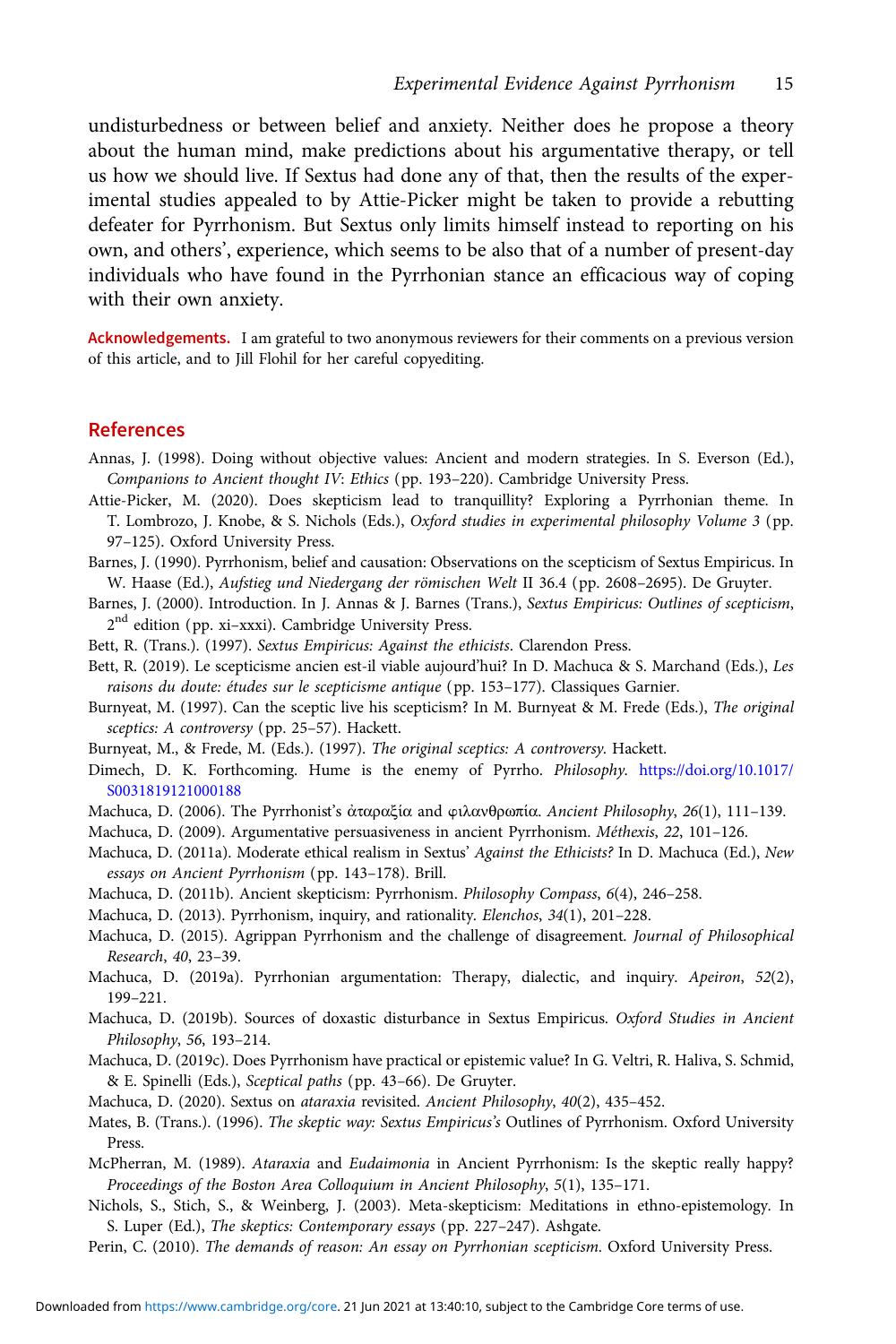undisturbedness or between belief and anxiety. Neither does he propose a theory about the human mind, make predictions about his argumentative therapy, or tell us how we should live. If Sextus had done any of that, then the results of the experimental studies appealed to by Attie-Picker might be taken to provide a rebutting defeater for Pyrrhonism. But Sextus only limits himself instead to reporting on his own, and others', experience, which seems to be also that of a number of present-day individuals who have found in the Pyrrhonian stance an efficacious way of coping with their own anxiety.

**Acknowledgements.** I am grateful to two anonymous reviewers for their comments on a previous version of this article, and to Jill Flohil for her careful copyediting.

## References

Annas, J. (1998). Doing without objective values: Ancient and modern strategies. In S. Everson (Ed.), *Companions to Ancient thought IV: Ethics* (pp. 193–220). Cambridge University Press.

Attie-Picker, M. (2020). Does skepticism lead to tranquillity? Exploring a Pyrrhonian theme. In T. Lombrozo, J. Knobe, & S. Nichols (Eds.), *Oxford studies in experimental philosophy Volume 3* (pp. 97–125). Oxford University Press.

Barnes, J. (1990). Pyrrhonism, belief and causation: Observations on the scepticism of Sextus Empiricus. In W. Haase (Ed.), *Aufstieg und Niedergang der römischen Welt* II 36.4 (pp. 2608–2695). De Gruyter.

Barnes, J. (2000). Introduction. In J. Annas & J. Barnes (Trans.), *Sextus Empiricus: Outlines of scepticism*, 2nd edition (pp. xi–xxxi). Cambridge University Press.

Bett, R. (Trans.). (1997). *Sextus Empiricus: Against the ethicists*. Clarendon Press.

Bett, R. (2019). Le scepticisme ancien est-il viable aujourd'hui? In D. Machuca & S. Marchand (Eds.), *Les raisons du doute: études sur le scepticisme antique* (pp. 153–177). Classiques Garnier.

Burnyeat, M. (1997). Can the sceptic live his scepticism? In M. Burnyeat & M. Frede (Eds.), *The original sceptics: A controversy* (pp. 25–57). Hackett.

Burnyeat, M., & Frede, M. (Eds.). (1997). *The original sceptics: A controversy*. Hackett.

Dimech, D. K. Forthcoming. Hume is the enemy of Pyrrho. *Philosophy*. https://doi.org/10.1017/S0031819121000188

Machuca, D. (2006). The Pyrrhonist's ἀταραξία and φιλανθρωπία. *Ancient Philosophy*, *26*(1), 111–139.

Machuca, D. (2009). Argumentative persuasiveness in ancient Pyrrhonism. *Méthexis*, *22*, 101–126.

Machuca, D. (2011a). Moderate ethical realism in Sextus' *Against the Ethicists?* In D. Machuca (Ed.), *New essays on Ancient Pyrrhonism* (pp. 143–178). Brill.

Machuca, D. (2011b). Ancient skepticism: Pyrrhonism. *Philosophy Compass*, *6*(4), 246–258.

Machuca, D. (2013). Pyrrhonism, inquiry, and rationality. *Elenchos*, *34*(1), 201–228.

Machuca, D. (2015). Agrippan Pyrrhonism and the challenge of disagreement. *Journal of Philosophical Research*, *40*, 23–39.

Machuca, D. (2019a). Pyrrhonian argumentation: Therapy, dialectic, and inquiry. *Apeiron*, *52*(2), 199–221.

Machuca, D. (2019b). Sources of doxastic disturbance in Sextus Empiricus. *Oxford Studies in Ancient Philosophy*, *56*, 193–214.

Machuca, D. (2019c). Does Pyrrhonism have practical or epistemic value? In G. Veltri, R. Haliva, S. Schmid, & E. Spinelli (Eds.), *Sceptical paths* (pp. 43–66). De Gruyter.

Machuca, D. (2020). Sextus on *ataraxia* revisited. *Ancient Philosophy*, *40*(2), 435–452.

Mates, B. (Trans.). (1996). *The skeptic way: Sextus Empiricus's* Outlines of Pyrrhonism. Oxford University Press.

McPherran, M. (1989). *Ataraxia* and *Eudaimonia* in Ancient Pyrrhonism: Is the skeptic really happy? *Proceedings of the Boston Area Colloquium in Ancient Philosophy*, *5*(1), 135–171.

Nichols, S., Stich, S., & Weinberg, J. (2003). Meta-skepticism: Meditations in ethno-epistemology. In S. Luper (Ed.), *The skeptics: Contemporary essays* (pp. 227–247). Ashgate.

Perin, C. (2010). *The demands of reason: An essay on Pyrrhonian scepticism*. Oxford University Press.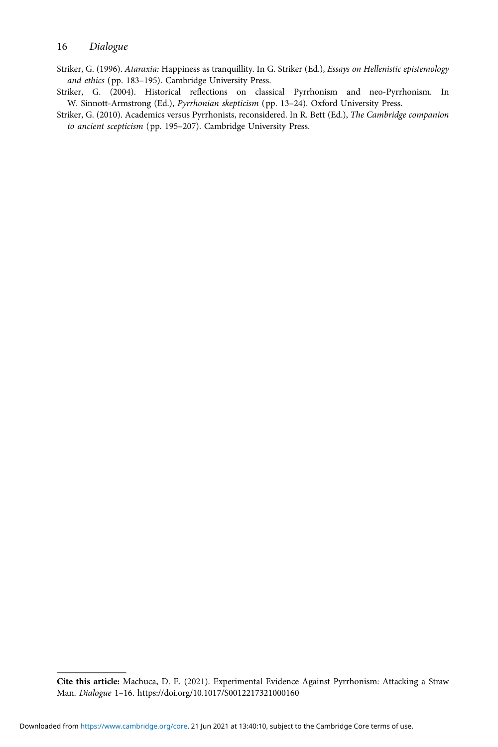Striker, G. (1996). *Ataraxia:* Happiness as tranquillity. In G. Striker (Ed.), *Essays on Hellenistic epistemology and ethics* (pp. 183–195). Cambridge University Press.

Striker, G. (2004). Historical reflections on classical Pyrrhonism and neo-Pyrrhonism. In W. Sinnott-Armstrong (Ed.), *Pyrrhonian skepticism* (pp. 13–24). Oxford University Press.

Striker, G. (2010). Academics versus Pyrrhonists, reconsidered. In R. Bett (Ed.), *The Cambridge companion to ancient scepticism* (pp. 195–207). Cambridge University Press.

**Cite this article:** Machuca, D. E. (2021). Experimental Evidence Against Pyrrhonism: Attacking a Straw Man. *Dialogue* 1–16. https://doi.org/10.1017/S0012217321000160